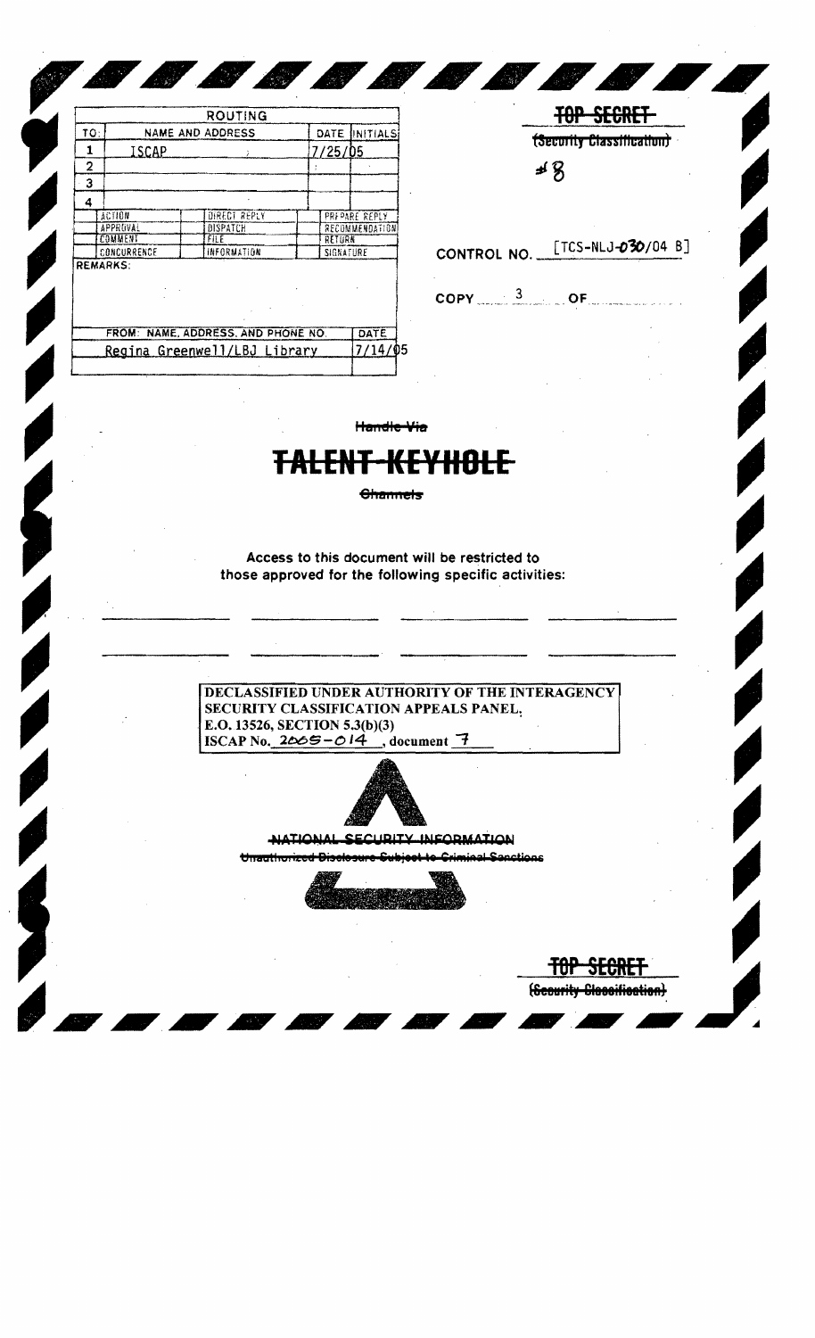| ROUTING | | | |
| --- | --- | --- | --- |
| TO: | NAME AND ADDRESS | DATE | INITIALS |
| 1 | ISCAP | 7/25/05 | |
| 2 | | | |
| 3 | | | |
| 4 | | | |

| ACTION | DIRECT REPLY | PREPARE REPLY |
| --- | --- | --- |
| APPROVAL | DISPATCH | RECOMMENDATION |
| COMMENT | FILE | RETURN |
| CONCURRENCE | INFORMATION | SIGNATURE |

REMARKS:

| FROM: NAME, ADDRESS, AND PHONE NO. | DATE |
| --- | --- |
| Regina Greenwell/LBJ Library | 7/14/05 |

~~TOP SECRET~~

~~(Security Classification)~~

#8

CONTROL NO. [TCS-NLJ-030/04 B]

COPY 3 OF

~~Handle Via~~

# ~~TALENT-KEYHOLE~~

~~Channels~~

Access to this document will be restricted to those approved for the following specific activities:

DECLASSIFIED UNDER AUTHORITY OF THE INTERAGENCY SECURITY CLASSIFICATION APPEALS PANEL,
E.O. 13526, SECTION 5.3(b)(3)
ISCAP No. 2005-014, document 7

~~NATIONAL SECURITY INFORMATION~~

~~Unauthorized Disclosure Subject to Criminal Sanctions~~

~~TOP SECRET~~

~~(Security Classification)~~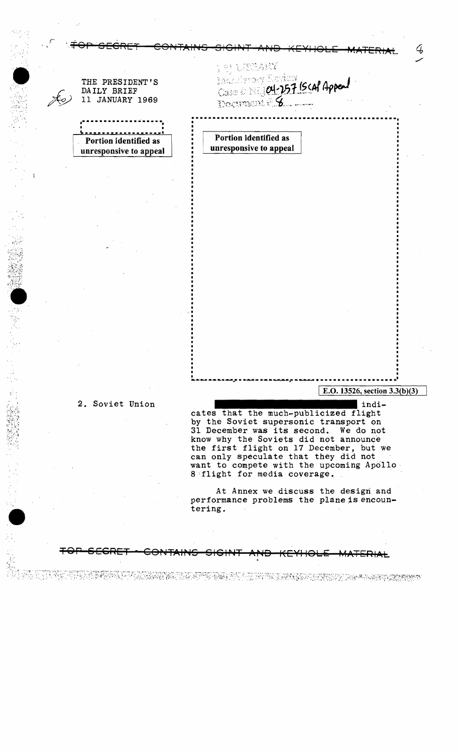~~TOP SECRET CONTAINS SIGINT AND KEYHOLE MATERIAL~~

LBJ LIBRARY
Mandatory Review
Case # NLJ 04-257 (SCAP Appeal)
Document # 8

THE PRESIDENT'S DAILY BRIEF
11 JANUARY 1969

Portion identified as unresponsive to appeal

Portion identified as unresponsive to appeal

E.O. 13526, section 3.3(b)(3)

2. Soviet Union

[redacted] indicates that the much-publicized flight by the Soviet supersonic transport on 31 December was its second. We do not know why the Soviets did not announce the first flight on 17 December, but we can only speculate that they did not want to compete with the upcoming Apollo 8 flight for media coverage.

At Annex we discuss the design and performance problems the plane is encountering.

~~TOP SECRET CONTAINS SIGINT AND KEYHOLE MATERIAL~~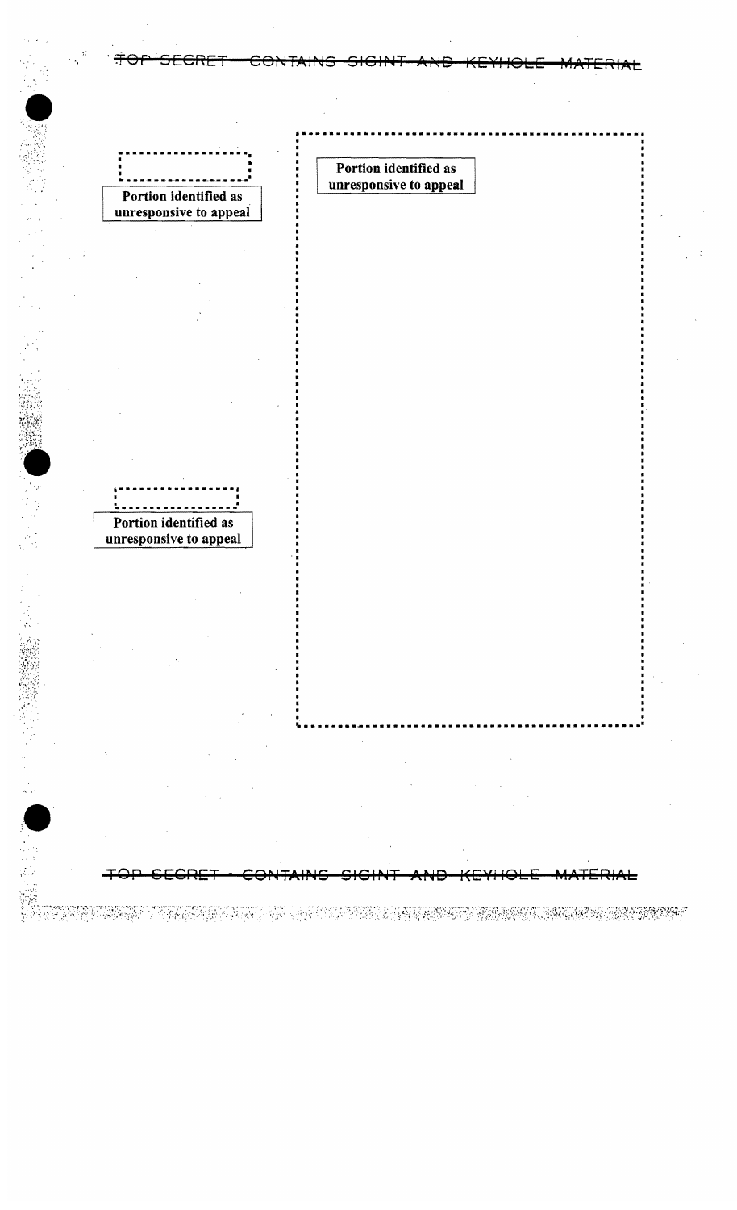Portion identified as unresponsive to appeal

Portion identified as unresponsive to appeal

Portion identified as unresponsive to appeal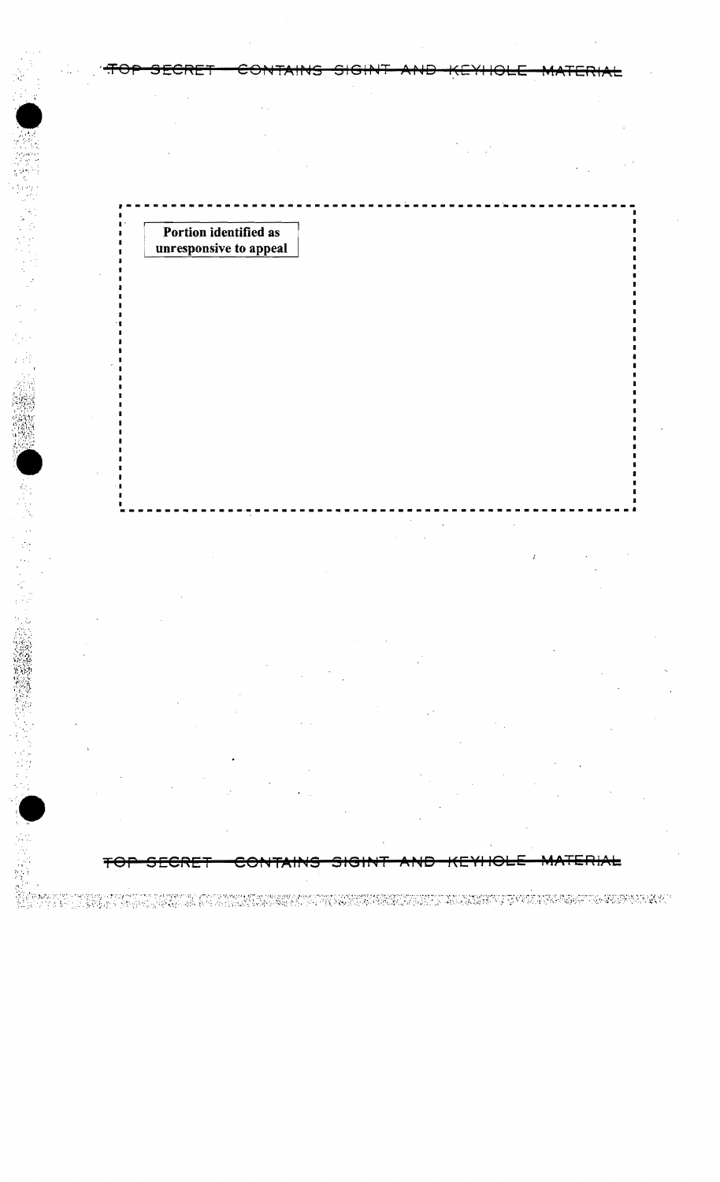Portion identified as unresponsive to appeal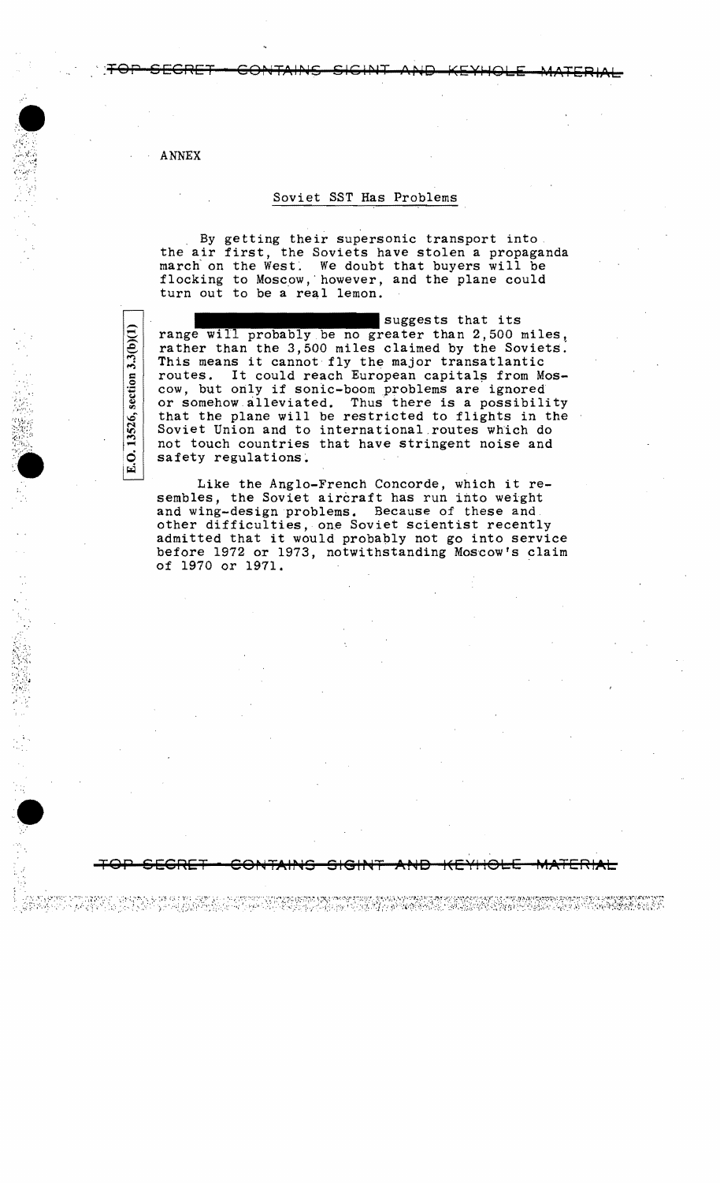ANNEX

## Soviet SST Has Problems

By getting their supersonic transport into the air first, the Soviets have stolen a propaganda march on the West. We doubt that buyers will be flocking to Moscow, however, and the plane could turn out to be a real lemon.

[redacted] suggests that its range will probably be no greater than 2,500 miles, rather than the 3,500 miles claimed by the Soviets. This means it cannot fly the major transatlantic routes. It could reach European capitals from Moscow, but only if sonic-boom problems are ignored or somehow alleviated. Thus there is a possibility that the plane will be restricted to flights in the Soviet Union and to international routes which do not touch countries that have stringent noise and safety regulations.

E.O. 13526, section 3.3(b)(1)

Like the Anglo-French Concorde, which it resembles, the Soviet aircraft has run into weight and wing-design problems. Because of these and other difficulties, one Soviet scientist recently admitted that it would probably not go into service before 1972 or 1973, notwithstanding Moscow's claim of 1970 or 1971.